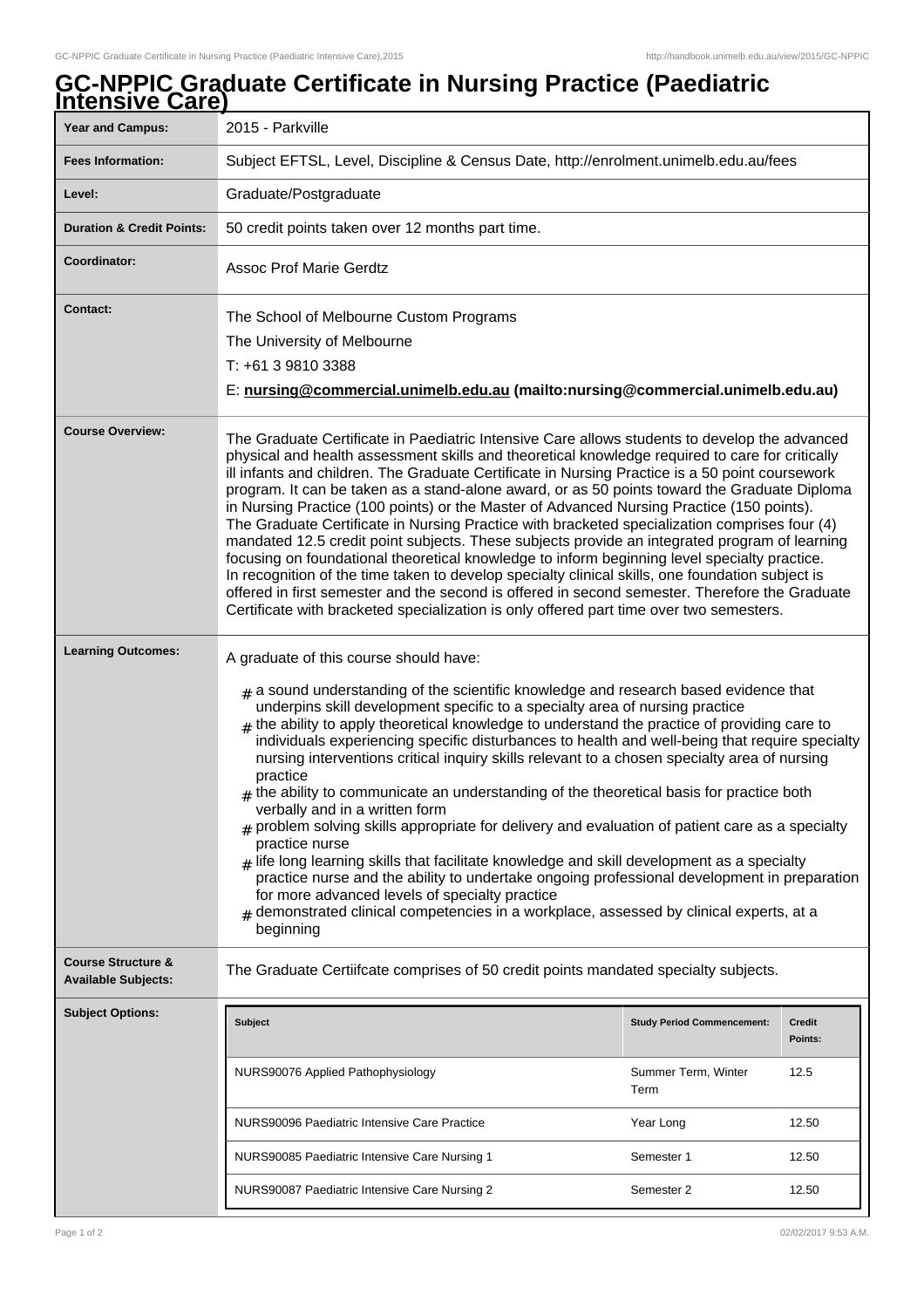# GC-NPPIC Graduate Certificate in Nursing Practice (Paediatric Intensive Care)

| | |
|---|---|
| **Year and Campus:** | 2015 - Parkville |
| **Fees Information:** | Subject EFTSL, Level, Discipline & Census Date, http://enrolment.unimelb.edu.au/fees |
| **Level:** | Graduate/Postgraduate |
| **Duration & Credit Points:** | 50 credit points taken over 12 months part time. |
| **Coordinator:** | Assoc Prof Marie Gerdtz |
| **Contact:** | The School of Melbourne Custom Programs<br>The University of Melbourne<br>T: +61 3 9810 3388<br>E: **nursing@commercial.unimelb.edu.au (mailto:nursing@commercial.unimelb.edu.au)** |
| **Course Overview:** | The Graduate Certificate in Paediatric Intensive Care allows students to develop the advanced physical and health assessment skills and theoretical knowledge required to care for critically ill infants and children. The Graduate Certificate in Nursing Practice is a 50 point coursework program. It can be taken as a stand-alone award, or as 50 points toward the Graduate Diploma in Nursing Practice (100 points) or the Master of Advanced Nursing Practice (150 points). The Graduate Certificate in Nursing Practice with bracketed specialization comprises four (4) mandated 12.5 credit point subjects. These subjects provide an integrated program of learning focusing on foundational theoretical knowledge to inform beginning level specialty practice. In recognition of the time taken to develop specialty clinical skills, one foundation subject is offered in first semester and the second is offered in second semester. Therefore the Graduate Certificate with bracketed specialization is only offered part time over two semesters. |
| **Learning Outcomes:** | A graduate of this course should have:<br># a sound understanding of the scientific knowledge and research based evidence that underpins skill development specific to a specialty area of nursing practice<br># the ability to apply theoretical knowledge to understand the practice of providing care to individuals experiencing specific disturbances to health and well-being that require specialty nursing interventions critical inquiry skills relevant to a chosen specialty area of nursing practice<br># the ability to communicate an understanding of the theoretical basis for practice both verbally and in a written form<br># problem solving skills appropriate for delivery and evaluation of patient care as a specialty practice nurse<br># life long learning skills that facilitate knowledge and skill development as a specialty practice nurse and the ability to undertake ongoing professional development in preparation for more advanced levels of specialty practice<br># demonstrated clinical competencies in a workplace, assessed by clinical experts, at a beginning |
| **Course Structure & Available Subjects:** | The Graduate Certiifcate comprises of 50 credit points mandated specialty subjects. |
| **Subject Options:** | |

| Subject | Study Period Commencement: | Credit Points: |
|---|---|---|
| NURS90076 Applied Pathophysiology | Summer Term, Winter Term | 12.5 |
| NURS90096 Paediatric Intensive Care Practice | Year Long | 12.50 |
| NURS90085 Paediatric Intensive Care Nursing 1 | Semester 1 | 12.50 |
| NURS90087 Paediatric Intensive Care Nursing 2 | Semester 2 | 12.50 |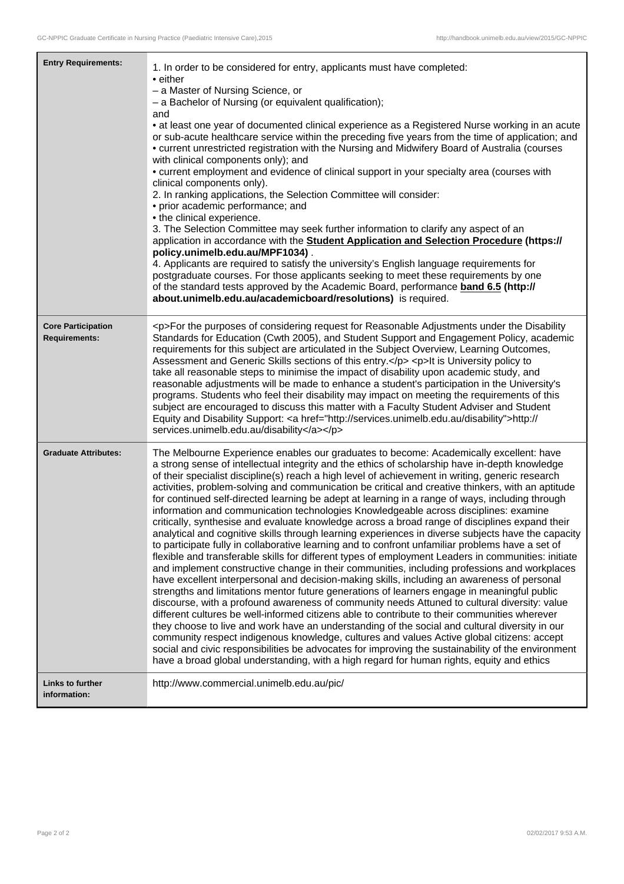| | |
|---|---|
| **Entry Requirements:** | 1. In order to be considered for entry, applicants must have completed:<br>• either<br>– a Master of Nursing Science, or<br>– a Bachelor of Nursing (or equivalent qualification);<br>and<br>• at least one year of documented clinical experience as a Registered Nurse working in an acute or sub-acute healthcare service within the preceding five years from the time of application; and<br>• current unrestricted registration with the Nursing and Midwifery Board of Australia (courses with clinical components only); and<br>• current employment and evidence of clinical support in your specialty area (courses with clinical components only).<br>2. In ranking applications, the Selection Committee will consider:<br>• prior academic performance; and<br>• the clinical experience.<br>3. The Selection Committee may seek further information to clarify any aspect of an application in accordance with the **Student Application and Selection Procedure (https://policy.unimelb.edu.au/MPF1034)** .<br>4. Applicants are required to satisfy the university's English language requirements for postgraduate courses. For those applicants seeking to meet these requirements by one of the standard tests approved by the Academic Board, performance **band 6.5 (http://about.unimelb.edu.au/academicboard/resolutions)** is required. |
| **Core Participation Requirements:** | <p>For the purposes of considering request for Reasonable Adjustments under the Disability Standards for Education (Cwth 2005), and Student Support and Engagement Policy, academic requirements for this subject are articulated in the Subject Overview, Learning Outcomes, Assessment and Generic Skills sections of this entry.</p> <p>It is University policy to take all reasonable steps to minimise the impact of disability upon academic study, and reasonable adjustments will be made to enhance a student's participation in the University's programs. Students who feel their disability may impact on meeting the requirements of this subject are encouraged to discuss this matter with a Faculty Student Adviser and Student Equity and Disability Support: <a href="http://services.unimelb.edu.au/disability">http://services.unimelb.edu.au/disability</a></p> |
| **Graduate Attributes:** | The Melbourne Experience enables our graduates to become: Academically excellent: have a strong sense of intellectual integrity and the ethics of scholarship have in-depth knowledge of their specialist discipline(s) reach a high level of achievement in writing, generic research activities, problem-solving and communication be critical and creative thinkers, with an aptitude for continued self-directed learning be adept at learning in a range of ways, including through information and communication technologies Knowledgeable across disciplines: examine critically, synthesise and evaluate knowledge across a broad range of disciplines expand their analytical and cognitive skills through learning experiences in diverse subjects have the capacity to participate fully in collaborative learning and to confront unfamiliar problems have a set of flexible and transferable skills for different types of employment Leaders in communities: initiate and implement constructive change in their communities, including professions and workplaces have excellent interpersonal and decision-making skills, including an awareness of personal strengths and limitations mentor future generations of learners engage in meaningful public discourse, with a profound awareness of community needs Attuned to cultural diversity: value different cultures be well-informed citizens able to contribute to their communities wherever they choose to live and work have an understanding of the social and cultural diversity in our community respect indigenous knowledge, cultures and values Active global citizens: accept social and civic responsibilities be advocates for improving the sustainability of the environment have a broad global understanding, with a high regard for human rights, equity and ethics |
| **Links to further information:** | http://www.commercial.unimelb.edu.au/pic/ |